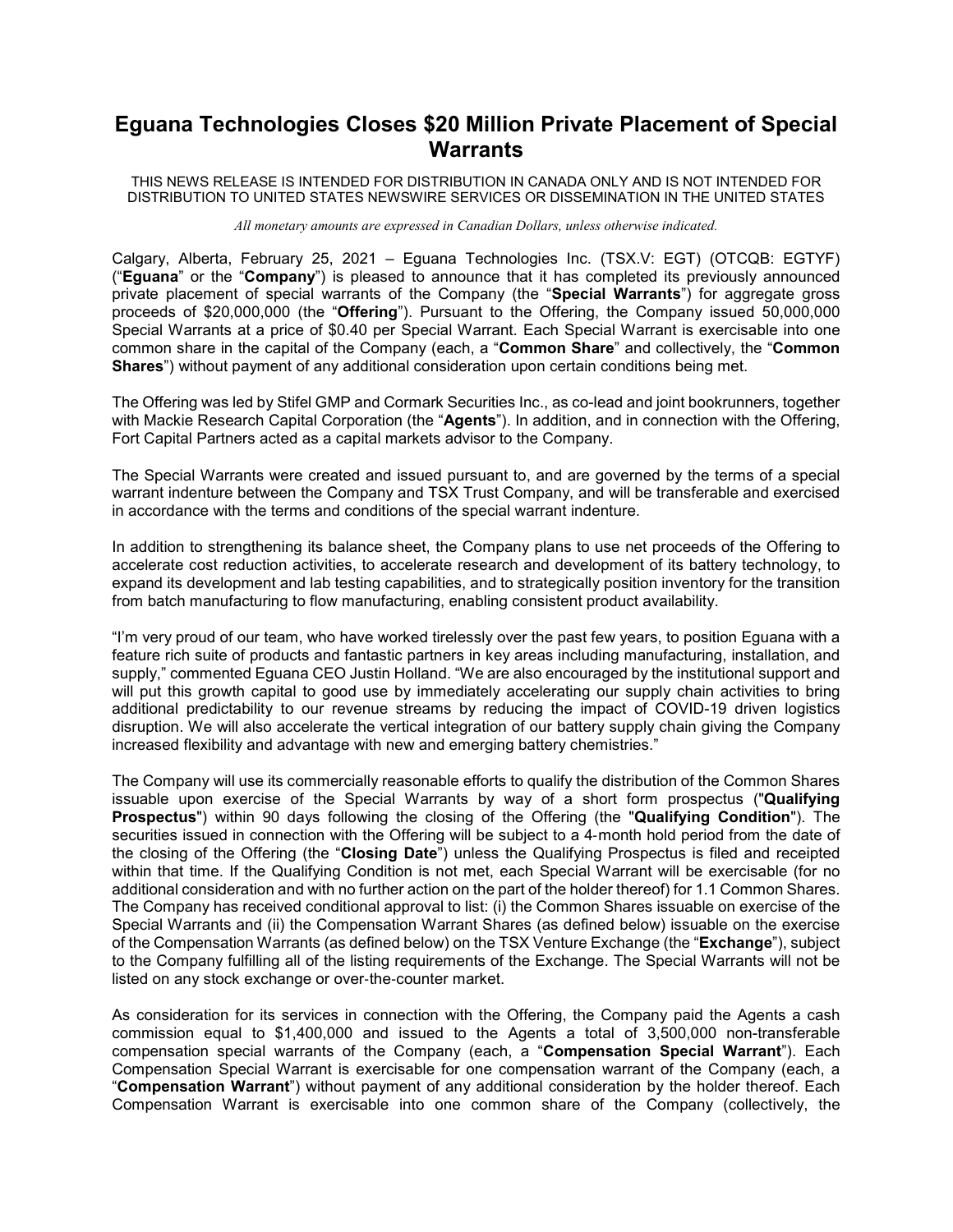# Eguana Technologies Closes $20 Million Private Placement of Special Warrants

THIS NEWS RELEASE IS INTENDED FOR DISTRIBUTION IN CANADA ONLY AND IS NOT INTENDED FOR DISTRIBUTION TO UNITED STATES NEWSWIRE SERVICES OR DISSEMINATION IN THE UNITED STATES

*All monetary amounts are expressed in Canadian Dollars, unless otherwise indicated.*

Calgary, Alberta, February 25, 2021 – Eguana Technologies Inc. (TSX.V: EGT) (OTCQB: EGTYF) ("**Eguana**" or the "**Company**") is pleased to announce that it has completed its previously announced private placement of special warrants of the Company (the "**Special Warrants**") for aggregate gross proceeds of $20,000,000 (the "**Offering**"). Pursuant to the Offering, the Company issued 50,000,000 Special Warrants at a price of $0.40 per Special Warrant. Each Special Warrant is exercisable into one common share in the capital of the Company (each, a "**Common Share**" and collectively, the "**Common Shares**") without payment of any additional consideration upon certain conditions being met.

The Offering was led by Stifel GMP and Cormark Securities Inc., as co-lead and joint bookrunners, together with Mackie Research Capital Corporation (the "**Agents**"). In addition, and in connection with the Offering, Fort Capital Partners acted as a capital markets advisor to the Company.

The Special Warrants were created and issued pursuant to, and are governed by the terms of a special warrant indenture between the Company and TSX Trust Company, and will be transferable and exercised in accordance with the terms and conditions of the special warrant indenture.

In addition to strengthening its balance sheet, the Company plans to use net proceeds of the Offering to accelerate cost reduction activities, to accelerate research and development of its battery technology, to expand its development and lab testing capabilities, and to strategically position inventory for the transition from batch manufacturing to flow manufacturing, enabling consistent product availability.

"I'm very proud of our team, who have worked tirelessly over the past few years, to position Eguana with a feature rich suite of products and fantastic partners in key areas including manufacturing, installation, and supply," commented Eguana CEO Justin Holland. "We are also encouraged by the institutional support and will put this growth capital to good use by immediately accelerating our supply chain activities to bring additional predictability to our revenue streams by reducing the impact of COVID-19 driven logistics disruption. We will also accelerate the vertical integration of our battery supply chain giving the Company increased flexibility and advantage with new and emerging battery chemistries."

The Company will use its commercially reasonable efforts to qualify the distribution of the Common Shares issuable upon exercise of the Special Warrants by way of a short form prospectus ("**Qualifying Prospectus**") within 90 days following the closing of the Offering (the "**Qualifying Condition**"). The securities issued in connection with the Offering will be subject to a 4-month hold period from the date of the closing of the Offering (the "**Closing Date**") unless the Qualifying Prospectus is filed and receipted within that time. If the Qualifying Condition is not met, each Special Warrant will be exercisable (for no additional consideration and with no further action on the part of the holder thereof) for 1.1 Common Shares. The Company has received conditional approval to list: (i) the Common Shares issuable on exercise of the Special Warrants and (ii) the Compensation Warrant Shares (as defined below) issuable on the exercise of the Compensation Warrants (as defined below) on the TSX Venture Exchange (the "**Exchange**"), subject to the Company fulfilling all of the listing requirements of the Exchange. The Special Warrants will not be listed on any stock exchange or over-the-counter market.

As consideration for its services in connection with the Offering, the Company paid the Agents a cash commission equal to $1,400,000 and issued to the Agents a total of 3,500,000 non-transferable compensation special warrants of the Company (each, a "**Compensation Special Warrant**"). Each Compensation Special Warrant is exercisable for one compensation warrant of the Company (each, a "**Compensation Warrant**") without payment of any additional consideration by the holder thereof. Each Compensation Warrant is exercisable into one common share of the Company (collectively, the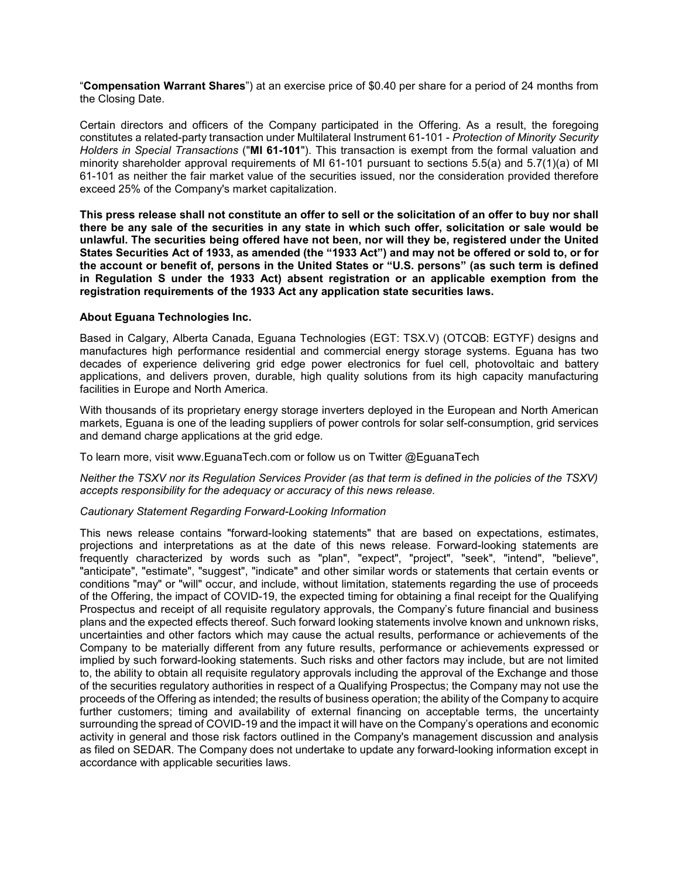"**Compensation Warrant Shares**") at an exercise price of $0.40 per share for a period of 24 months from the Closing Date.

Certain directors and officers of the Company participated in the Offering. As a result, the foregoing constitutes a related-party transaction under Multilateral Instrument 61-101 - *Protection of Minority Security Holders in Special Transactions* ("**MI 61-101**"). This transaction is exempt from the formal valuation and minority shareholder approval requirements of MI 61-101 pursuant to sections 5.5(a) and 5.7(1)(a) of MI 61-101 as neither the fair market value of the securities issued, nor the consideration provided therefore exceed 25% of the Company's market capitalization.

**This press release shall not constitute an offer to sell or the solicitation of an offer to buy nor shall there be any sale of the securities in any state in which such offer, solicitation or sale would be unlawful. The securities being offered have not been, nor will they be, registered under the United States Securities Act of 1933, as amended (the "1933 Act") and may not be offered or sold to, or for the account or benefit of, persons in the United States or "U.S. persons" (as such term is defined in Regulation S under the 1933 Act) absent registration or an applicable exemption from the registration requirements of the 1933 Act any application state securities laws.**

**About Eguana Technologies Inc.**

Based in Calgary, Alberta Canada, Eguana Technologies (EGT: TSX.V) (OTCQB: EGTYF) designs and manufactures high performance residential and commercial energy storage systems. Eguana has two decades of experience delivering grid edge power electronics for fuel cell, photovoltaic and battery applications, and delivers proven, durable, high quality solutions from its high capacity manufacturing facilities in Europe and North America.

With thousands of its proprietary energy storage inverters deployed in the European and North American markets, Eguana is one of the leading suppliers of power controls for solar self-consumption, grid services and demand charge applications at the grid edge.

To learn more, visit www.EguanaTech.com or follow us on Twitter @EguanaTech

*Neither the TSXV nor its Regulation Services Provider (as that term is defined in the policies of the TSXV) accepts responsibility for the adequacy or accuracy of this news release.*

*Cautionary Statement Regarding Forward-Looking Information*

This news release contains "forward-looking statements" that are based on expectations, estimates, projections and interpretations as at the date of this news release. Forward-looking statements are frequently characterized by words such as "plan", "expect", "project", "seek", "intend", "believe", "anticipate", "estimate", "suggest", "indicate" and other similar words or statements that certain events or conditions "may" or "will" occur, and include, without limitation, statements regarding the use of proceeds of the Offering, the impact of COVID-19, the expected timing for obtaining a final receipt for the Qualifying Prospectus and receipt of all requisite regulatory approvals, the Company's future financial and business plans and the expected effects thereof. Such forward looking statements involve known and unknown risks, uncertainties and other factors which may cause the actual results, performance or achievements of the Company to be materially different from any future results, performance or achievements expressed or implied by such forward-looking statements. Such risks and other factors may include, but are not limited to, the ability to obtain all requisite regulatory approvals including the approval of the Exchange and those of the securities regulatory authorities in respect of a Qualifying Prospectus; the Company may not use the proceeds of the Offering as intended; the results of business operation; the ability of the Company to acquire further customers; timing and availability of external financing on acceptable terms, the uncertainty surrounding the spread of COVID-19 and the impact it will have on the Company's operations and economic activity in general and those risk factors outlined in the Company's management discussion and analysis as filed on SEDAR. The Company does not undertake to update any forward-looking information except in accordance with applicable securities laws.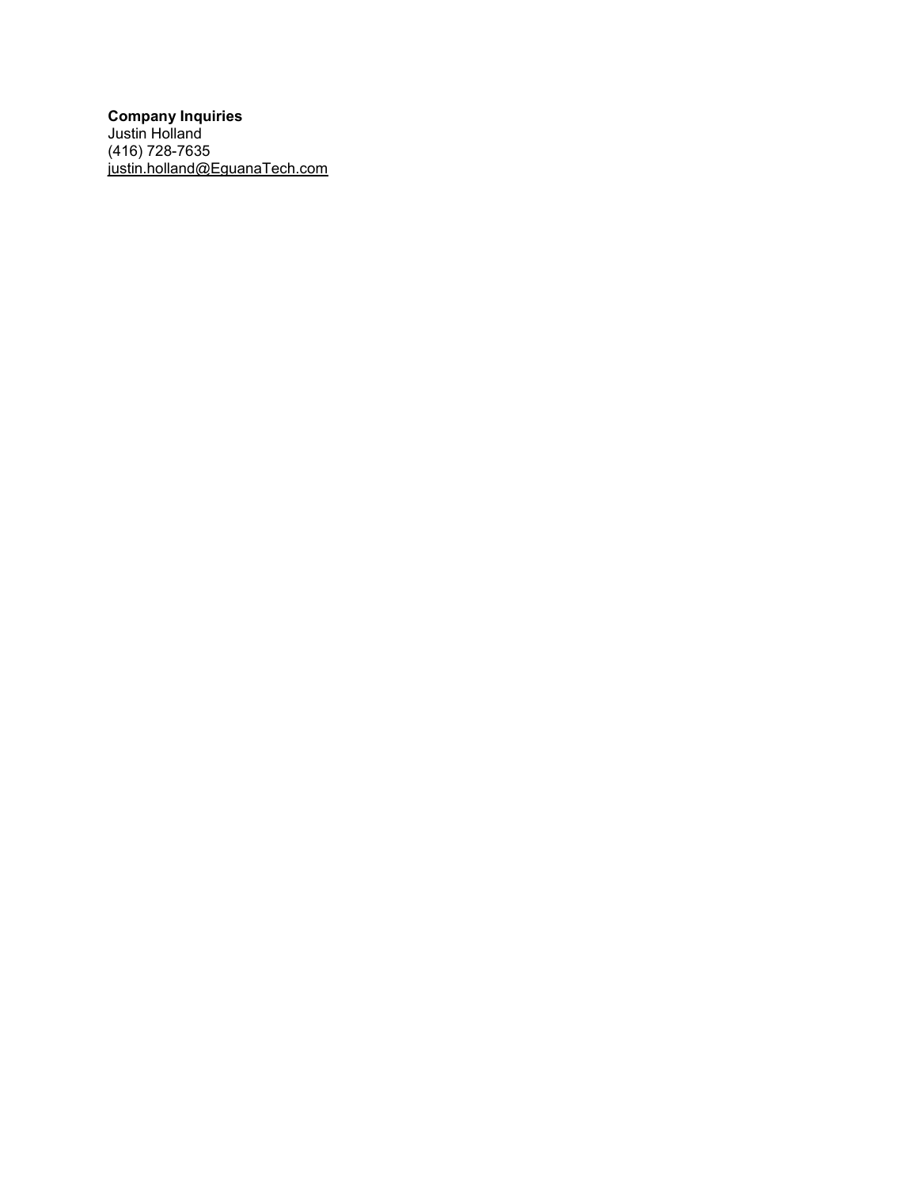**Company Inquiries**
Justin Holland
(416) 728-7635
justin.holland@EguanaTech.com